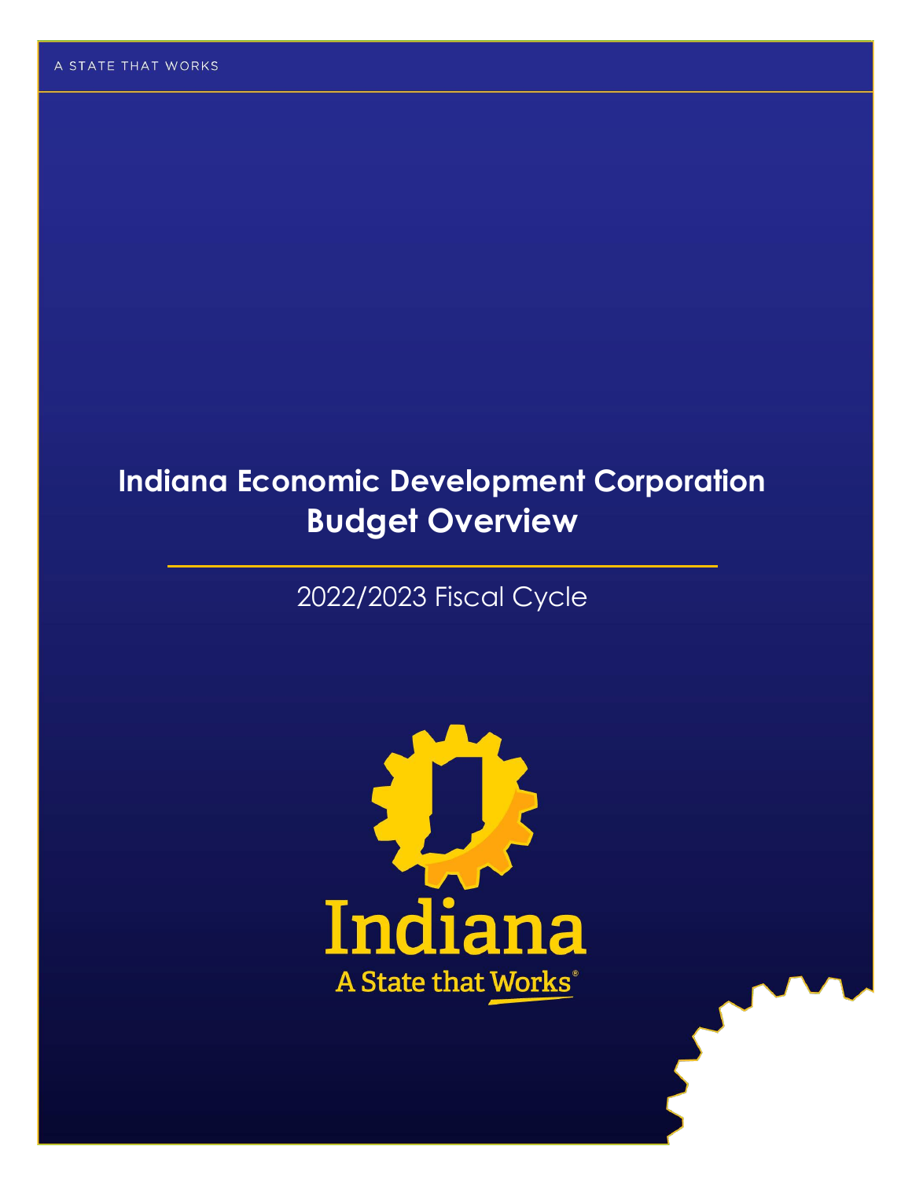A STATE THAT WORKS

# Indiana Economic Development Corporation Budget Overview

2022/2023 Fiscal Cycle

Indiana

A State that Works®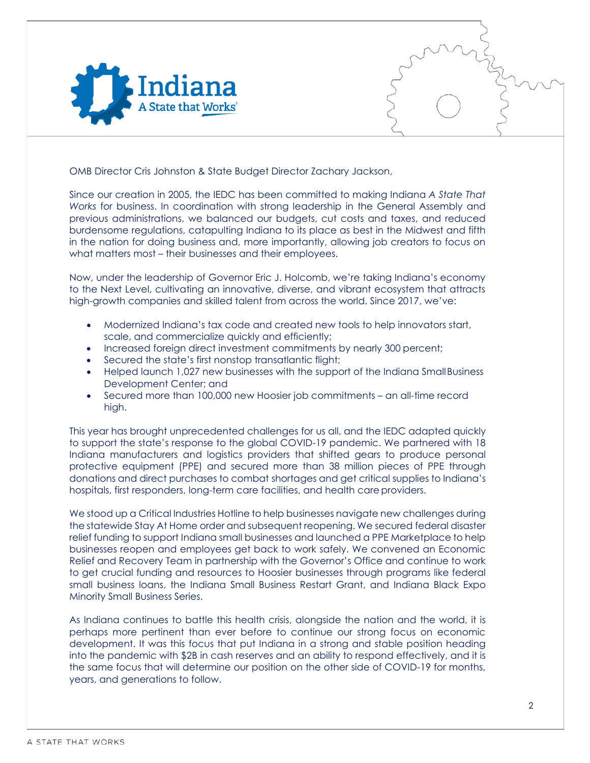OMB Director Cris Johnston & State Budget Director Zachary Jackson,

Since our creation in 2005, the IEDC has been committed to making Indiana *A State That Works* for business. In coordination with strong leadership in the General Assembly and previous administrations, we balanced our budgets, cut costs and taxes, and reduced burdensome regulations, catapulting Indiana to its place as best in the Midwest and fifth in the nation for doing business and, more importantly, allowing job creators to focus on what matters most – their businesses and their employees.

Now, under the leadership of Governor Eric J. Holcomb, we're taking Indiana's economy to the Next Level, cultivating an innovative, diverse, and vibrant ecosystem that attracts high-growth companies and skilled talent from across the world. Since 2017, we've:

- Modernized Indiana's tax code and created new tools to help innovators start, scale, and commercialize quickly and efficiently;
- Increased foreign direct investment commitments by nearly 300 percent;
- Secured the state's first nonstop transatlantic flight;
- Helped launch 1,027 new businesses with the support of the Indiana Small Business Development Center; and
- Secured more than 100,000 new Hoosier job commitments – an all-time record high.

This year has brought unprecedented challenges for us all, and the IEDC adapted quickly to support the state's response to the global COVID-19 pandemic. We partnered with 18 Indiana manufacturers and logistics providers that shifted gears to produce personal protective equipment (PPE) and secured more than 38 million pieces of PPE through donations and direct purchases to combat shortages and get critical supplies to Indiana's hospitals, first responders, long-term care facilities, and health care providers.

We stood up a Critical Industries Hotline to help businesses navigate new challenges during the statewide Stay At Home order and subsequent reopening. We secured federal disaster relief funding to support Indiana small businesses and launched a PPE Marketplace to help businesses reopen and employees get back to work safely. We convened an Economic Relief and Recovery Team in partnership with the Governor's Office and continue to work to get crucial funding and resources to Hoosier businesses through programs like federal small business loans, the Indiana Small Business Restart Grant, and Indiana Black Expo Minority Small Business Series.

As Indiana continues to battle this health crisis, alongside the nation and the world, it is perhaps more pertinent than ever before to continue our strong focus on economic development. It was this focus that put Indiana in a strong and stable position heading into the pandemic with $2B in cash reserves and an ability to respond effectively, and it is the same focus that will determine our position on the other side of COVID-19 for months, years, and generations to follow.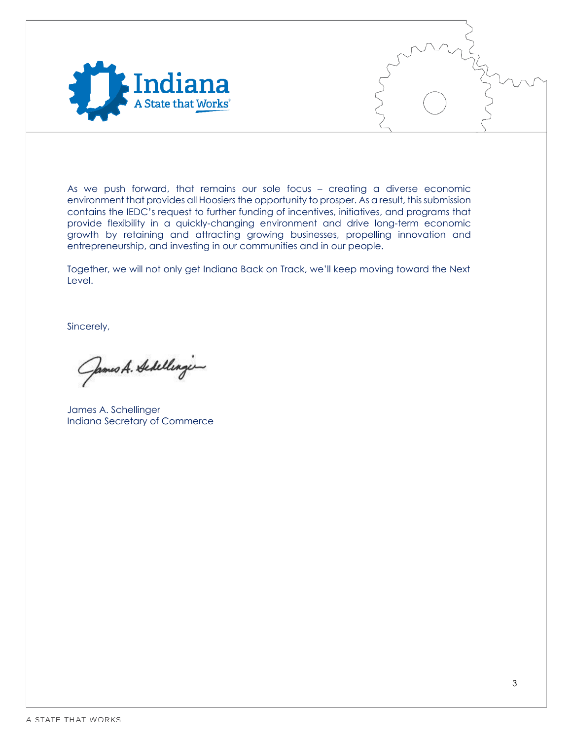As we push forward, that remains our sole focus – creating a diverse economic environment that provides all Hoosiers the opportunity to prosper. As a result, this submission contains the IEDC's request to further funding of incentives, initiatives, and programs that provide flexibility in a quickly-changing environment and drive long-term economic growth by retaining and attracting growing businesses, propelling innovation and entrepreneurship, and investing in our communities and in our people.

Together, we will not only get Indiana Back on Track, we'll keep moving toward the Next Level.

Sincerely,

James A. Schellinger
Indiana Secretary of Commerce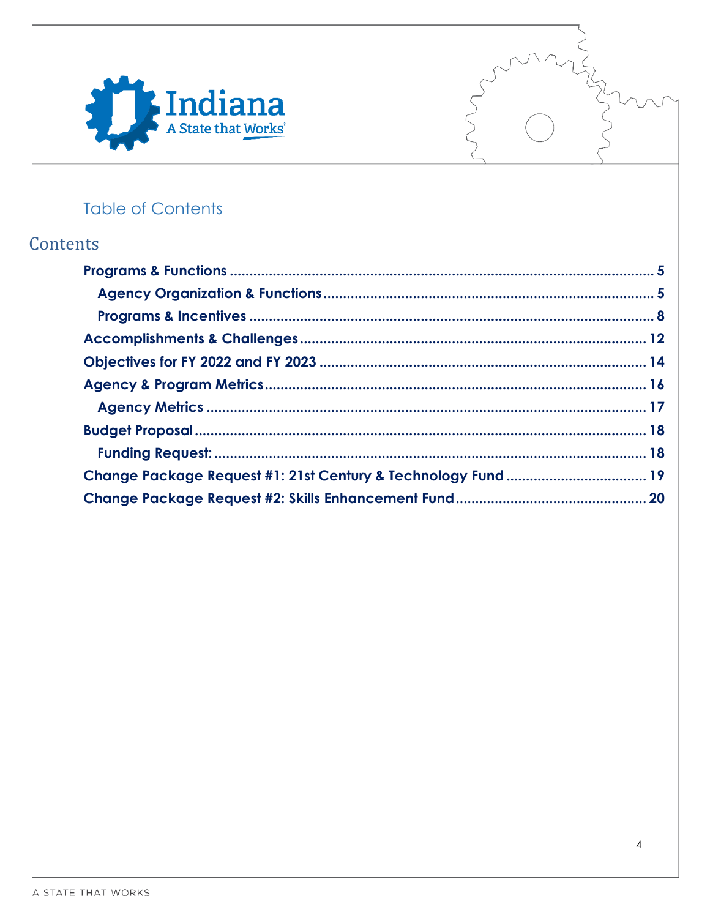## Table of Contents

# Contents

- Programs & Functions ........ 5
  - Agency Organization & Functions ........ 5
  - Programs & Incentives ........ 8
- Accomplishments & Challenges ........ 12
- Objectives for FY 2022 and FY 2023 ........ 14
- Agency & Program Metrics ........ 16
  - Agency Metrics ........ 17
- Budget Proposal ........ 18
  - Funding Request: ........ 18
- Change Package Request #1: 21st Century & Technology Fund ........ 19
- Change Package Request #2: Skills Enhancement Fund ........ 20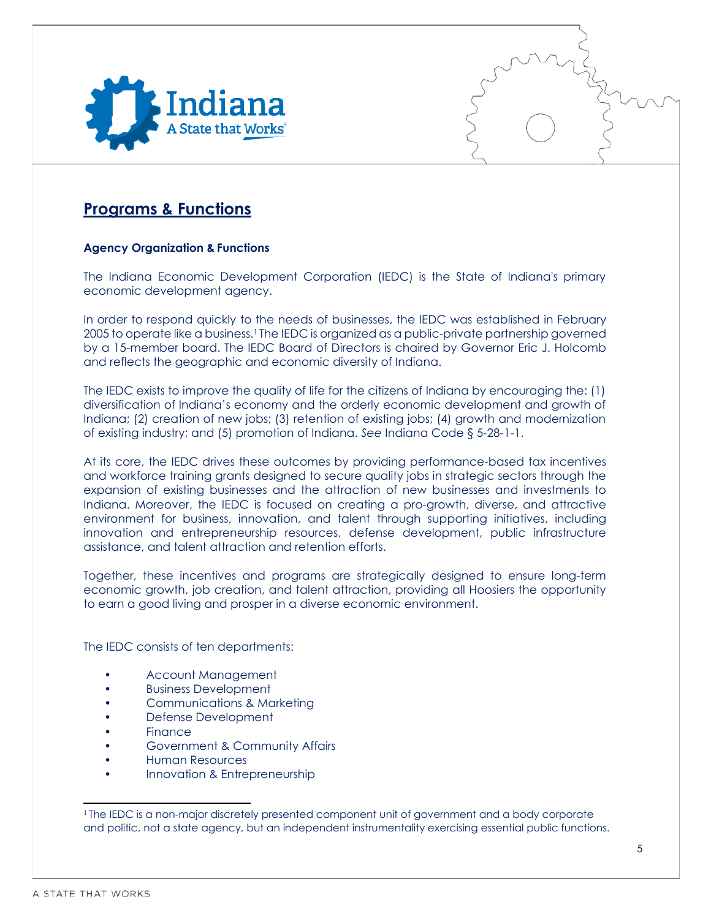## Programs & Functions

**Agency Organization & Functions**

The Indiana Economic Development Corporation (IEDC) is the State of Indiana's primary economic development agency.

In order to respond quickly to the needs of businesses, the IEDC was established in February 2005 to operate like a business.[1] The IEDC is organized as a public-private partnership governed by a 15-member board. The IEDC Board of Directors is chaired by Governor Eric J. Holcomb and reflects the geographic and economic diversity of Indiana.

The IEDC exists to improve the quality of life for the citizens of Indiana by encouraging the: (1) diversification of Indiana's economy and the orderly economic development and growth of Indiana; (2) creation of new jobs; (3) retention of existing jobs; (4) growth and modernization of existing industry; and (5) promotion of Indiana. *See* Indiana Code § 5-28-1-1.

At its core, the IEDC drives these outcomes by providing performance-based tax incentives and workforce training grants designed to secure quality jobs in strategic sectors through the expansion of existing businesses and the attraction of new businesses and investments to Indiana. Moreover, the IEDC is focused on creating a pro-growth, diverse, and attractive environment for business, innovation, and talent through supporting initiatives, including innovation and entrepreneurship resources, defense development, public infrastructure assistance, and talent attraction and retention efforts.

Together, these incentives and programs are strategically designed to ensure long-term economic growth, job creation, and talent attraction, providing all Hoosiers the opportunity to earn a good living and prosper in a diverse economic environment.

The IEDC consists of ten departments:

- Account Management
- Business Development
- Communications & Marketing
- Defense Development
- Finance
- Government & Community Affairs
- Human Resources
- Innovation & Entrepreneurship

[1] The IEDC is a non-major discretely presented component unit of government and a body corporate and politic, not a state agency, but an independent instrumentality exercising essential public functions.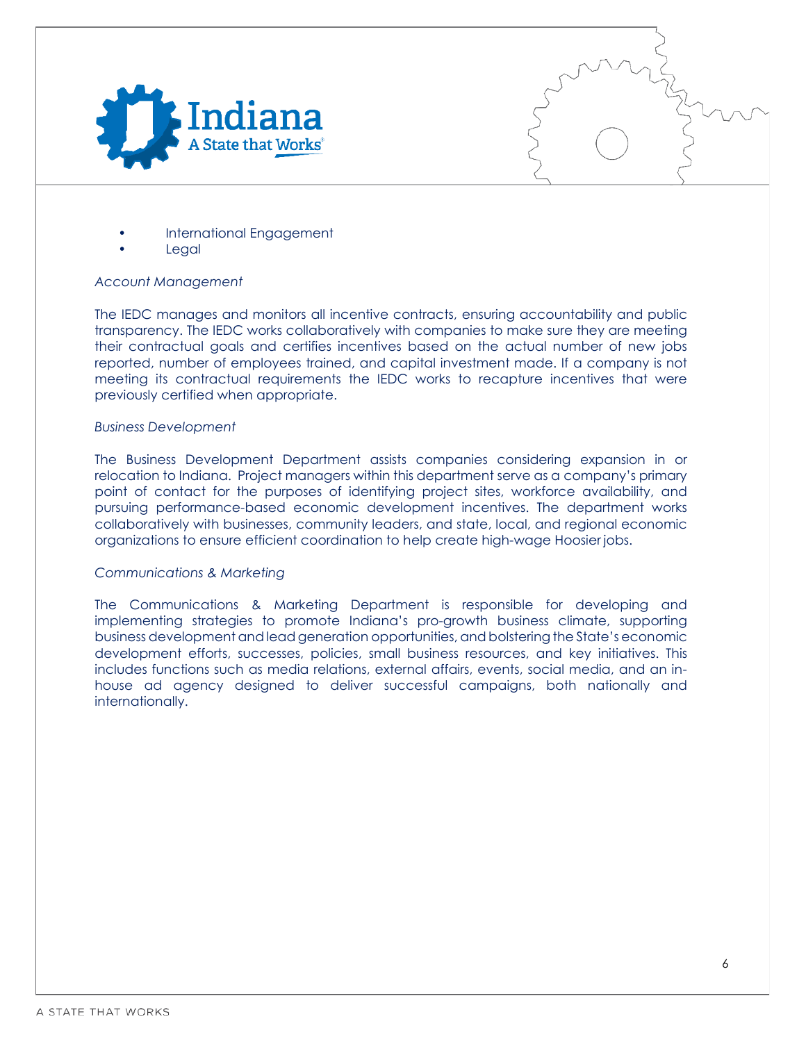- International Engagement
- Legal

*Account Management*

The IEDC manages and monitors all incentive contracts, ensuring accountability and public transparency. The IEDC works collaboratively with companies to make sure they are meeting their contractual goals and certifies incentives based on the actual number of new jobs reported, number of employees trained, and capital investment made. If a company is not meeting its contractual requirements the IEDC works to recapture incentives that were previously certified when appropriate.

*Business Development*

The Business Development Department assists companies considering expansion in or relocation to Indiana. Project managers within this department serve as a company's primary point of contact for the purposes of identifying project sites, workforce availability, and pursuing performance-based economic development incentives. The department works collaboratively with businesses, community leaders, and state, local, and regional economic organizations to ensure efficient coordination to help create high-wage Hoosier jobs.

*Communications & Marketing*

The Communications & Marketing Department is responsible for developing and implementing strategies to promote Indiana's pro-growth business climate, supporting business development and lead generation opportunities, and bolstering the State's economic development efforts, successes, policies, small business resources, and key initiatives. This includes functions such as media relations, external affairs, events, social media, and an in-house ad agency designed to deliver successful campaigns, both nationally and internationally.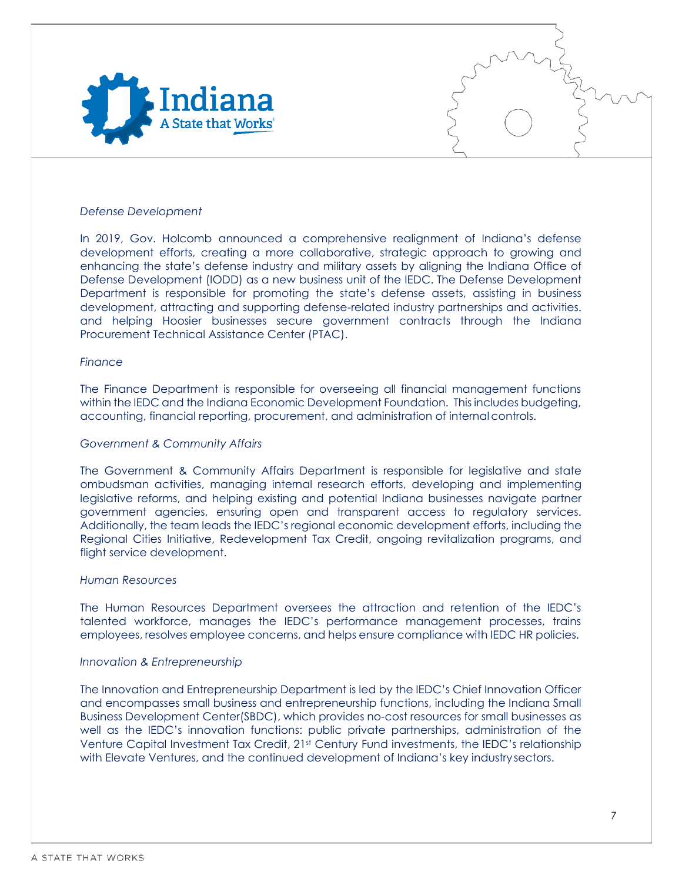*Defense Development*

In 2019, Gov. Holcomb announced a comprehensive realignment of Indiana's defense development efforts, creating a more collaborative, strategic approach to growing and enhancing the state's defense industry and military assets by aligning the Indiana Office of Defense Development (IODD) as a new business unit of the IEDC. The Defense Development Department is responsible for promoting the state's defense assets, assisting in business development, attracting and supporting defense-related industry partnerships and activities. and helping Hoosier businesses secure government contracts through the Indiana Procurement Technical Assistance Center (PTAC).

*Finance*

The Finance Department is responsible for overseeing all financial management functions within the IEDC and the Indiana Economic Development Foundation. This includes budgeting, accounting, financial reporting, procurement, and administration of internal controls.

*Government & Community Affairs*

The Government & Community Affairs Department is responsible for legislative and state ombudsman activities, managing internal research efforts, developing and implementing legislative reforms, and helping existing and potential Indiana businesses navigate partner government agencies, ensuring open and transparent access to regulatory services. Additionally, the team leads the IEDC's regional economic development efforts, including the Regional Cities Initiative, Redevelopment Tax Credit, ongoing revitalization programs, and flight service development.

*Human Resources*

The Human Resources Department oversees the attraction and retention of the IEDC's talented workforce, manages the IEDC's performance management processes, trains employees, resolves employee concerns, and helps ensure compliance with IEDC HR policies.

*Innovation & Entrepreneurship*

The Innovation and Entrepreneurship Department is led by the IEDC's Chief Innovation Officer and encompasses small business and entrepreneurship functions, including the Indiana Small Business Development Center(SBDC), which provides no-cost resources for small businesses as well as the IEDC's innovation functions: public private partnerships, administration of the Venture Capital Investment Tax Credit, 21st Century Fund investments, the IEDC's relationship with Elevate Ventures, and the continued development of Indiana's key industry sectors.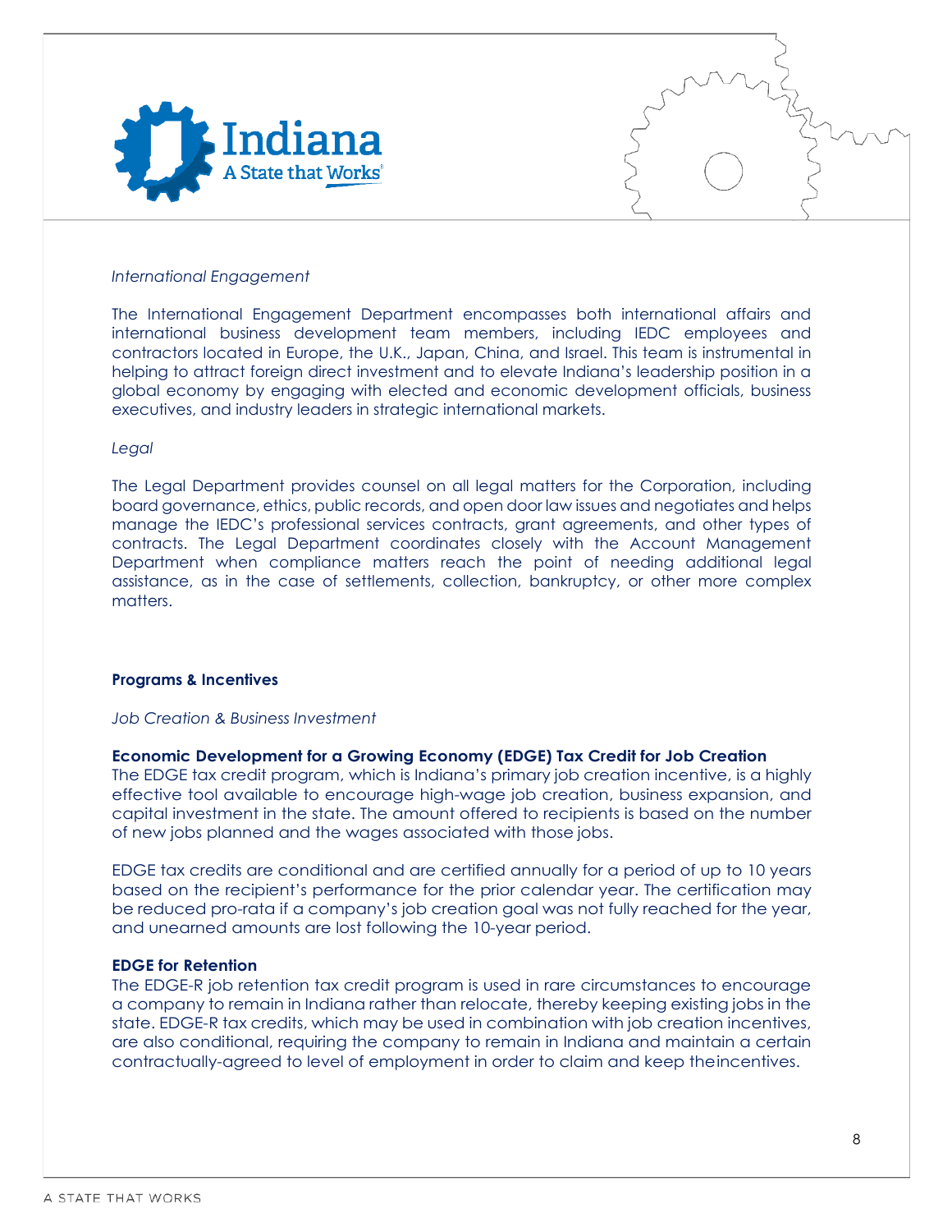*International Engagement*

The International Engagement Department encompasses both international affairs and international business development team members, including IEDC employees and contractors located in Europe, the U.K., Japan, China, and Israel. This team is instrumental in helping to attract foreign direct investment and to elevate Indiana's leadership position in a global economy by engaging with elected and economic development officials, business executives, and industry leaders in strategic international markets.

*Legal*

The Legal Department provides counsel on all legal matters for the Corporation, including board governance, ethics, public records, and open door law issues and negotiates and helps manage the IEDC's professional services contracts, grant agreements, and other types of contracts. The Legal Department coordinates closely with the Account Management Department when compliance matters reach the point of needing additional legal assistance, as in the case of settlements, collection, bankruptcy, or other more complex matters.

## Programs & Incentives

*Job Creation & Business Investment*

**Economic Development for a Growing Economy (EDGE) Tax Credit for Job Creation**

The EDGE tax credit program, which is Indiana's primary job creation incentive, is a highly effective tool available to encourage high-wage job creation, business expansion, and capital investment in the state. The amount offered to recipients is based on the number of new jobs planned and the wages associated with those jobs.

EDGE tax credits are conditional and are certified annually for a period of up to 10 years based on the recipient's performance for the prior calendar year. The certification may be reduced pro-rata if a company's job creation goal was not fully reached for the year, and unearned amounts are lost following the 10-year period.

**EDGE for Retention**

The EDGE-R job retention tax credit program is used in rare circumstances to encourage a company to remain in Indiana rather than relocate, thereby keeping existing jobs in the state. EDGE-R tax credits, which may be used in combination with job creation incentives, are also conditional, requiring the company to remain in Indiana and maintain a certain contractually-agreed to level of employment in order to claim and keep theincentives.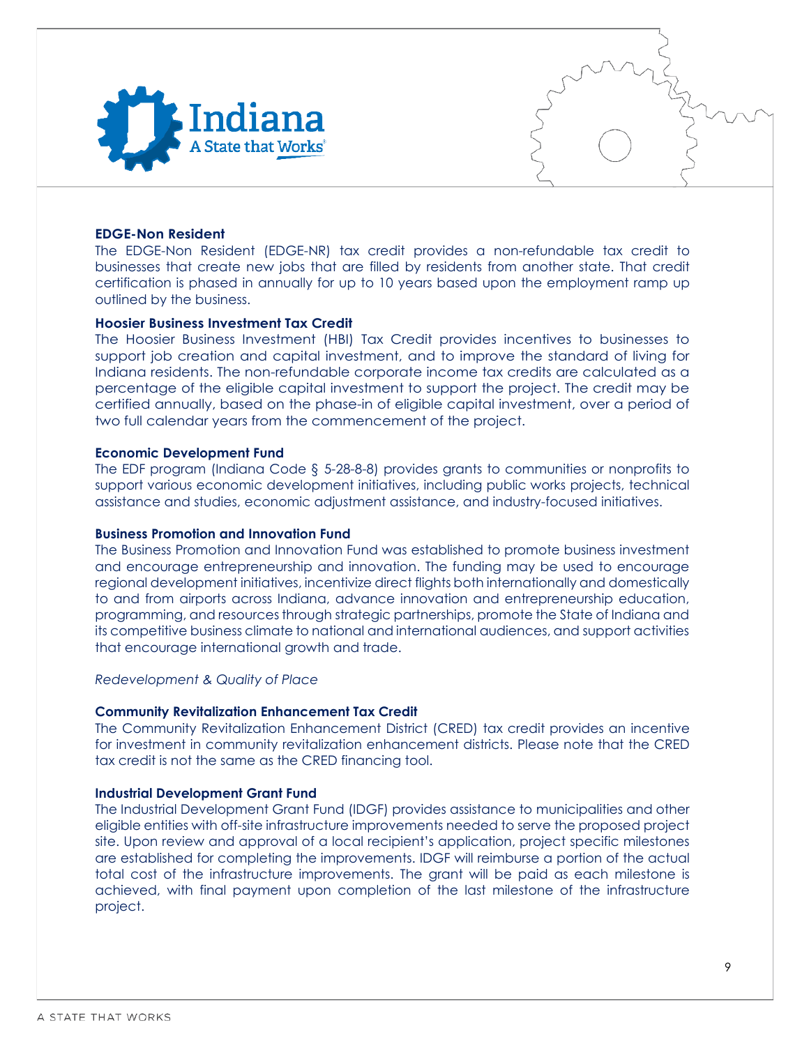### EDGE-Non Resident

The EDGE-Non Resident (EDGE-NR) tax credit provides a non-refundable tax credit to businesses that create new jobs that are filled by residents from another state. That credit certification is phased in annually for up to 10 years based upon the employment ramp up outlined by the business.

### Hoosier Business Investment Tax Credit

The Hoosier Business Investment (HBI) Tax Credit provides incentives to businesses to support job creation and capital investment, and to improve the standard of living for Indiana residents. The non-refundable corporate income tax credits are calculated as a percentage of the eligible capital investment to support the project. The credit may be certified annually, based on the phase-in of eligible capital investment, over a period of two full calendar years from the commencement of the project.

### Economic Development Fund

The EDF program (Indiana Code § 5-28-8-8) provides grants to communities or nonprofits to support various economic development initiatives, including public works projects, technical assistance and studies, economic adjustment assistance, and industry-focused initiatives.

### Business Promotion and Innovation Fund

The Business Promotion and Innovation Fund was established to promote business investment and encourage entrepreneurship and innovation. The funding may be used to encourage regional development initiatives, incentivize direct flights both internationally and domestically to and from airports across Indiana, advance innovation and entrepreneurship education, programming, and resources through strategic partnerships, promote the State of Indiana and its competitive business climate to national and international audiences, and support activities that encourage international growth and trade.

*Redevelopment & Quality of Place*

### Community Revitalization Enhancement Tax Credit

The Community Revitalization Enhancement District (CRED) tax credit provides an incentive for investment in community revitalization enhancement districts. Please note that the CRED tax credit is not the same as the CRED financing tool.

### Industrial Development Grant Fund

The Industrial Development Grant Fund (IDGF) provides assistance to municipalities and other eligible entities with off-site infrastructure improvements needed to serve the proposed project site. Upon review and approval of a local recipient's application, project specific milestones are established for completing the improvements. IDGF will reimburse a portion of the actual total cost of the infrastructure improvements. The grant will be paid as each milestone is achieved, with final payment upon completion of the last milestone of the infrastructure project.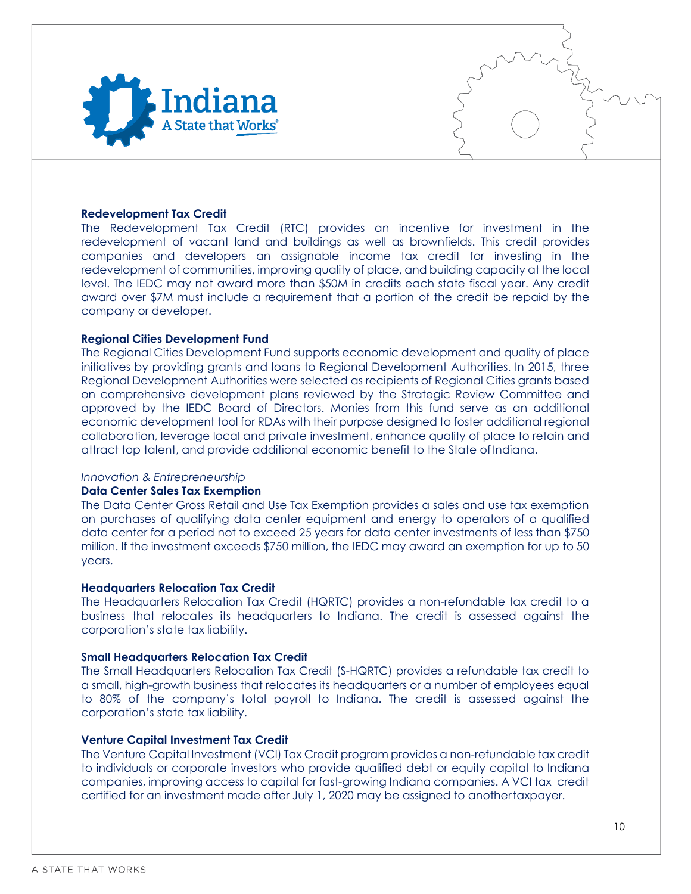**Redevelopment Tax Credit**

The Redevelopment Tax Credit (RTC) provides an incentive for investment in the redevelopment of vacant land and buildings as well as brownfields. This credit provides companies and developers an assignable income tax credit for investing in the redevelopment of communities, improving quality of place, and building capacity at the local level. The IEDC may not award more than $50M in credits each state fiscal year. Any credit award over $7M must include a requirement that a portion of the credit be repaid by the company or developer.

**Regional Cities Development Fund**

The Regional Cities Development Fund supports economic development and quality of place initiatives by providing grants and loans to Regional Development Authorities. In 2015, three Regional Development Authorities were selected as recipients of Regional Cities grants based on comprehensive development plans reviewed by the Strategic Review Committee and approved by the IEDC Board of Directors. Monies from this fund serve as an additional economic development tool for RDAs with their purpose designed to foster additional regional collaboration, leverage local and private investment, enhance quality of place to retain and attract top talent, and provide additional economic benefit to the State of Indiana.

*Innovation & Entrepreneurship*

**Data Center Sales Tax Exemption**

The Data Center Gross Retail and Use Tax Exemption provides a sales and use tax exemption on purchases of qualifying data center equipment and energy to operators of a qualified data center for a period not to exceed 25 years for data center investments of less than $750 million. If the investment exceeds $750 million, the IEDC may award an exemption for up to 50 years.

**Headquarters Relocation Tax Credit**

The Headquarters Relocation Tax Credit (HQRTC) provides a non-refundable tax credit to a business that relocates its headquarters to Indiana. The credit is assessed against the corporation's state tax liability.

**Small Headquarters Relocation Tax Credit**

The Small Headquarters Relocation Tax Credit (S-HQRTC) provides a refundable tax credit to a small, high-growth business that relocates its headquarters or a number of employees equal to 80% of the company's total payroll to Indiana. The credit is assessed against the corporation's state tax liability.

**Venture Capital Investment Tax Credit**

The Venture Capital Investment (VCI) Tax Credit program provides a non-refundable tax credit to individuals or corporate investors who provide qualified debt or equity capital to Indiana companies, improving access to capital for fast-growing Indiana companies. A VCI tax credit certified for an investment made after July 1, 2020 may be assigned to another taxpayer.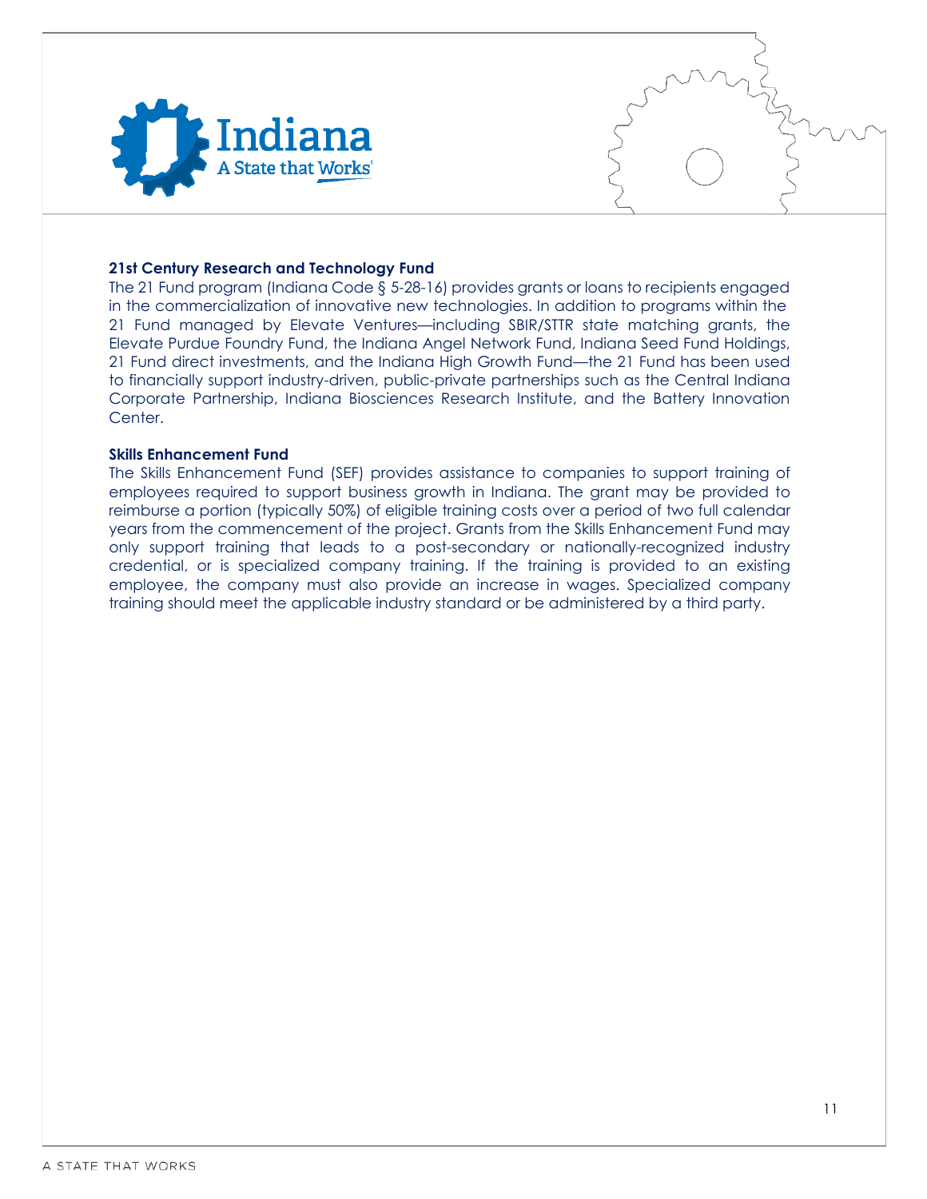### 21st Century Research and Technology Fund

The 21 Fund program (Indiana Code § 5-28-16) provides grants or loans to recipients engaged in the commercialization of innovative new technologies. In addition to programs within the 21 Fund managed by Elevate Ventures—including SBIR/STTR state matching grants, the Elevate Purdue Foundry Fund, the Indiana Angel Network Fund, Indiana Seed Fund Holdings, 21 Fund direct investments, and the Indiana High Growth Fund—the 21 Fund has been used to financially support industry-driven, public-private partnerships such as the Central Indiana Corporate Partnership, Indiana Biosciences Research Institute, and the Battery Innovation Center.

### Skills Enhancement Fund

The Skills Enhancement Fund (SEF) provides assistance to companies to support training of employees required to support business growth in Indiana. The grant may be provided to reimburse a portion (typically 50%) of eligible training costs over a period of two full calendar years from the commencement of the project. Grants from the Skills Enhancement Fund may only support training that leads to a post-secondary or nationally-recognized industry credential, or is specialized company training. If the training is provided to an existing employee, the company must also provide an increase in wages. Specialized company training should meet the applicable industry standard or be administered by a third party.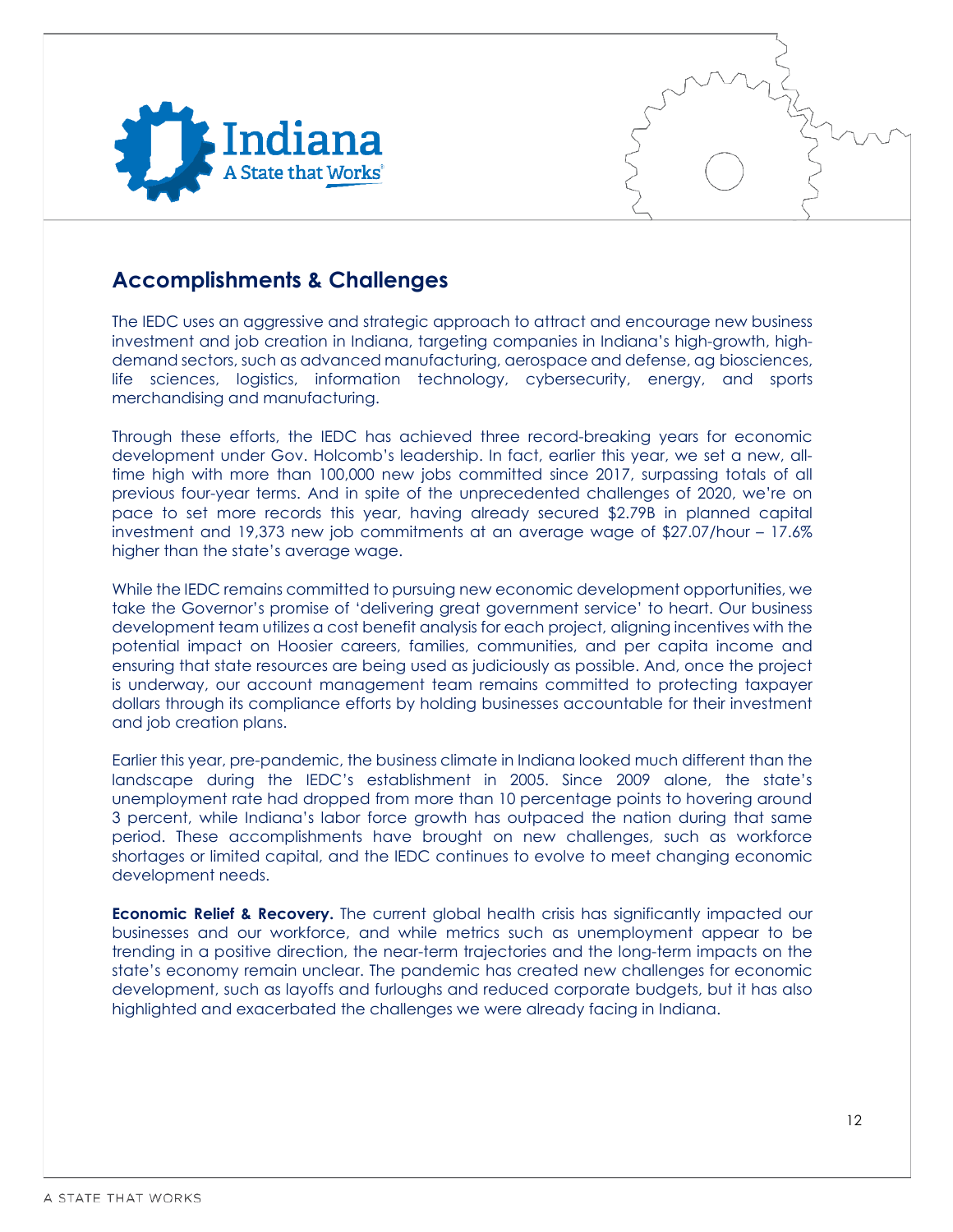## Accomplishments & Challenges

The IEDC uses an aggressive and strategic approach to attract and encourage new business investment and job creation in Indiana, targeting companies in Indiana's high-growth, high-demand sectors, such as advanced manufacturing, aerospace and defense, ag biosciences, life sciences, logistics, information technology, cybersecurity, energy, and sports merchandising and manufacturing.

Through these efforts, the IEDC has achieved three record-breaking years for economic development under Gov. Holcomb's leadership. In fact, earlier this year, we set a new, all-time high with more than 100,000 new jobs committed since 2017, surpassing totals of all previous four-year terms. And in spite of the unprecedented challenges of 2020, we're on pace to set more records this year, having already secured $2.79B in planned capital investment and 19,373 new job commitments at an average wage of $27.07/hour – 17.6% higher than the state's average wage.

While the IEDC remains committed to pursuing new economic development opportunities, we take the Governor's promise of 'delivering great government service' to heart. Our business development team utilizes a cost benefit analysis for each project, aligning incentives with the potential impact on Hoosier careers, families, communities, and per capita income and ensuring that state resources are being used as judiciously as possible. And, once the project is underway, our account management team remains committed to protecting taxpayer dollars through its compliance efforts by holding businesses accountable for their investment and job creation plans.

Earlier this year, pre-pandemic, the business climate in Indiana looked much different than the landscape during the IEDC's establishment in 2005. Since 2009 alone, the state's unemployment rate had dropped from more than 10 percentage points to hovering around 3 percent, while Indiana's labor force growth has outpaced the nation during that same period. These accomplishments have brought on new challenges, such as workforce shortages or limited capital, and the IEDC continues to evolve to meet changing economic development needs.

**Economic Relief & Recovery.** The current global health crisis has significantly impacted our businesses and our workforce, and while metrics such as unemployment appear to be trending in a positive direction, the near-term trajectories and the long-term impacts on the state's economy remain unclear. The pandemic has created new challenges for economic development, such as layoffs and furloughs and reduced corporate budgets, but it has also highlighted and exacerbated the challenges we were already facing in Indiana.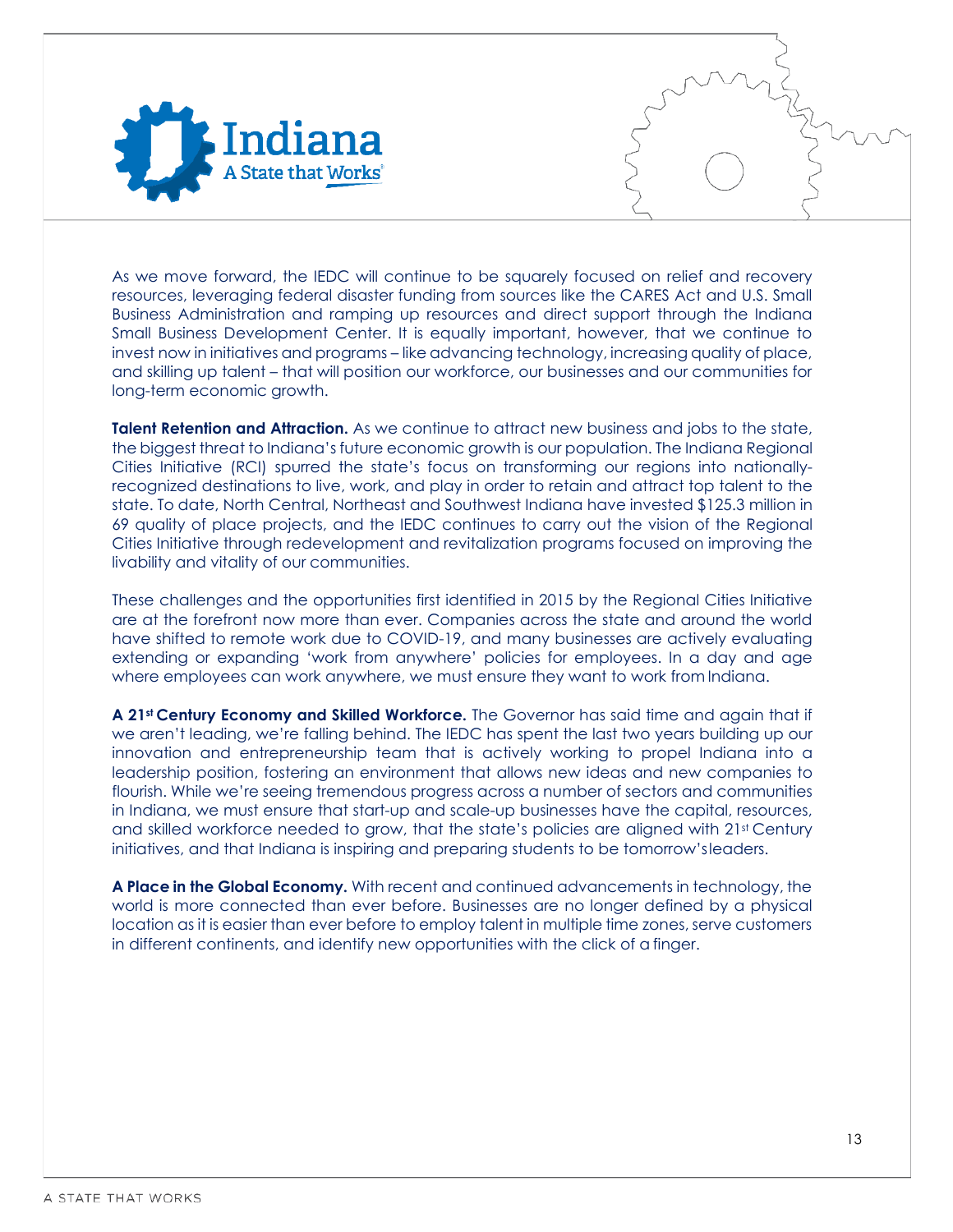As we move forward, the IEDC will continue to be squarely focused on relief and recovery resources, leveraging federal disaster funding from sources like the CARES Act and U.S. Small Business Administration and ramping up resources and direct support through the Indiana Small Business Development Center. It is equally important, however, that we continue to invest now in initiatives and programs – like advancing technology, increasing quality of place, and skilling up talent – that will position our workforce, our businesses and our communities for long-term economic growth.

**Talent Retention and Attraction.** As we continue to attract new business and jobs to the state, the biggest threat to Indiana's future economic growth is our population. The Indiana Regional Cities Initiative (RCI) spurred the state's focus on transforming our regions into nationally-recognized destinations to live, work, and play in order to retain and attract top talent to the state. To date, North Central, Northeast and Southwest Indiana have invested $125.3 million in 69 quality of place projects, and the IEDC continues to carry out the vision of the Regional Cities Initiative through redevelopment and revitalization programs focused on improving the livability and vitality of our communities.

These challenges and the opportunities first identified in 2015 by the Regional Cities Initiative are at the forefront now more than ever. Companies across the state and around the world have shifted to remote work due to COVID-19, and many businesses are actively evaluating extending or expanding 'work from anywhere' policies for employees. In a day and age where employees can work anywhere, we must ensure they want to work from Indiana.

**A 21st Century Economy and Skilled Workforce.** The Governor has said time and again that if we aren't leading, we're falling behind. The IEDC has spent the last two years building up our innovation and entrepreneurship team that is actively working to propel Indiana into a leadership position, fostering an environment that allows new ideas and new companies to flourish. While we're seeing tremendous progress across a number of sectors and communities in Indiana, we must ensure that start-up and scale-up businesses have the capital, resources, and skilled workforce needed to grow, that the state's policies are aligned with 21st Century initiatives, and that Indiana is inspiring and preparing students to be tomorrow's leaders.

**A Place in the Global Economy.** With recent and continued advancements in technology, the world is more connected than ever before. Businesses are no longer defined by a physical location as it is easier than ever before to employ talent in multiple time zones, serve customers in different continents, and identify new opportunities with the click of a finger.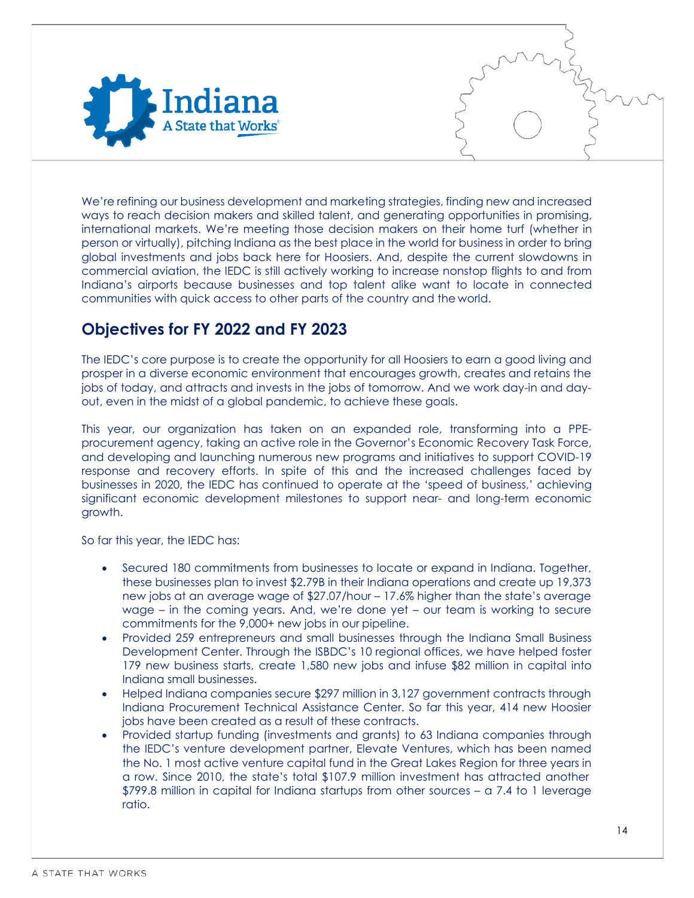We're refining our business development and marketing strategies, finding new and increased ways to reach decision makers and skilled talent, and generating opportunities in promising, international markets. We're meeting those decision makers on their home turf (whether in person or virtually), pitching Indiana as the best place in the world for business in order to bring global investments and jobs back here for Hoosiers. And, despite the current slowdowns in commercial aviation, the IEDC is still actively working to increase nonstop flights to and from Indiana's airports because businesses and top talent alike want to locate in connected communities with quick access to other parts of the country and the world.

## Objectives for FY 2022 and FY 2023

The IEDC's core purpose is to create the opportunity for all Hoosiers to earn a good living and prosper in a diverse economic environment that encourages growth, creates and retains the jobs of today, and attracts and invests in the jobs of tomorrow. And we work day-in and day-out, even in the midst of a global pandemic, to achieve these goals.

This year, our organization has taken on an expanded role, transforming into a PPE-procurement agency, taking an active role in the Governor's Economic Recovery Task Force, and developing and launching numerous new programs and initiatives to support COVID-19 response and recovery efforts. In spite of this and the increased challenges faced by businesses in 2020, the IEDC has continued to operate at the 'speed of business,' achieving significant economic development milestones to support near- and long-term economic growth.

So far this year, the IEDC has:

- Secured 180 commitments from businesses to locate or expand in Indiana. Together, these businesses plan to invest $2.79B in their Indiana operations and create up 19,373 new jobs at an average wage of $27.07/hour – 17.6% higher than the state's average wage – in the coming years. And, we're done yet – our team is working to secure commitments for the 9,000+ new jobs in our pipeline.
- Provided 259 entrepreneurs and small businesses through the Indiana Small Business Development Center. Through the ISBDC's 10 regional offices, we have helped foster 179 new business starts, create 1,580 new jobs and infuse $82 million in capital into Indiana small businesses.
- Helped Indiana companies secure $297 million in 3,127 government contracts through Indiana Procurement Technical Assistance Center. So far this year, 414 new Hoosier jobs have been created as a result of these contracts.
- Provided startup funding (investments and grants) to 63 Indiana companies through the IEDC's venture development partner, Elevate Ventures, which has been named the No. 1 most active venture capital fund in the Great Lakes Region for three years in a row. Since 2010, the state's total $107.9 million investment has attracted another $799.8 million in capital for Indiana startups from other sources – a 7.4 to 1 leverage ratio.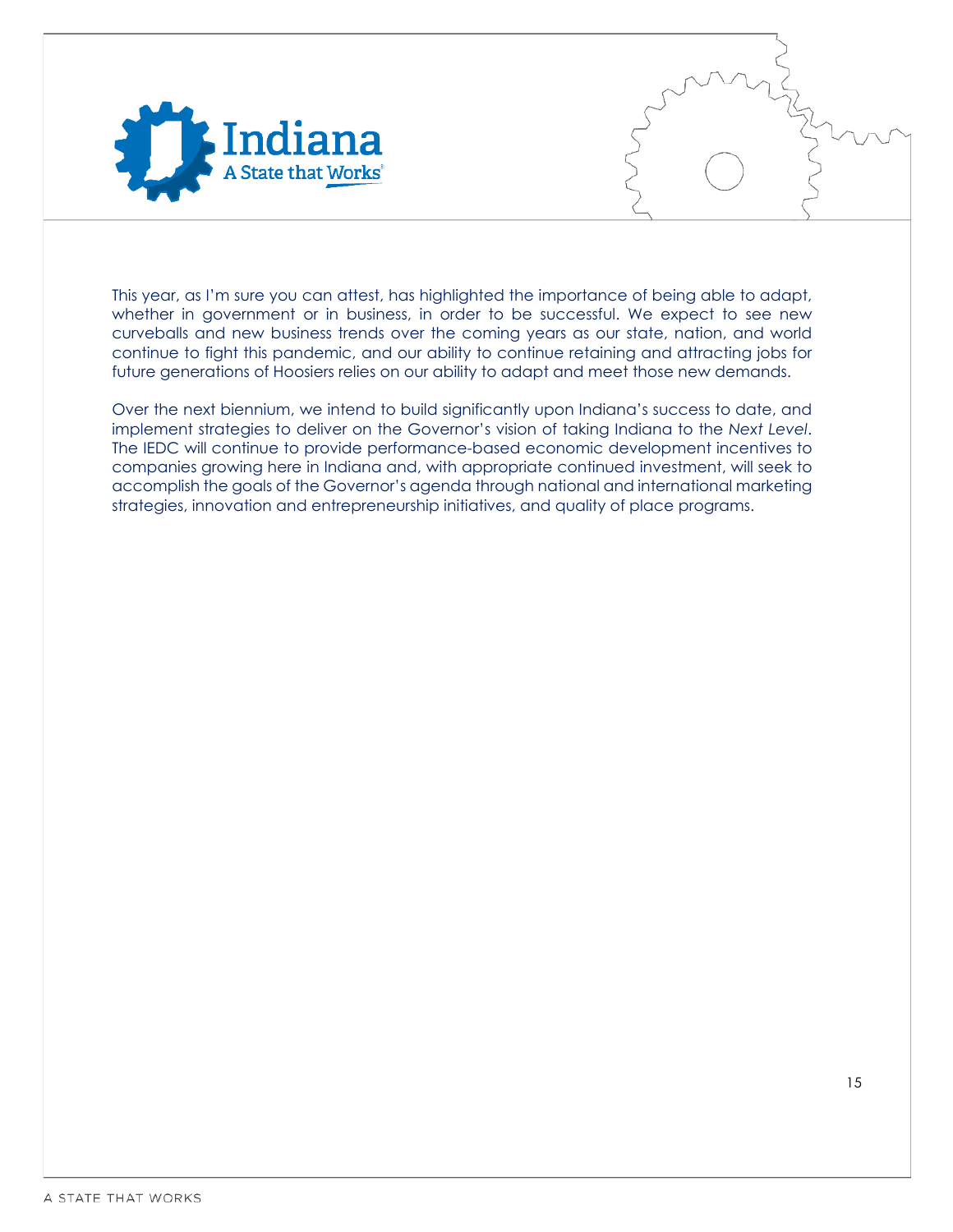This year, as I'm sure you can attest, has highlighted the importance of being able to adapt, whether in government or in business, in order to be successful. We expect to see new curveballs and new business trends over the coming years as our state, nation, and world continue to fight this pandemic, and our ability to continue retaining and attracting jobs for future generations of Hoosiers relies on our ability to adapt and meet those new demands.

Over the next biennium, we intend to build significantly upon Indiana's success to date, and implement strategies to deliver on the Governor's vision of taking Indiana to the *Next Level*. The IEDC will continue to provide performance-based economic development incentives to companies growing here in Indiana and, with appropriate continued investment, will seek to accomplish the goals of the Governor's agenda through national and international marketing strategies, innovation and entrepreneurship initiatives, and quality of place programs.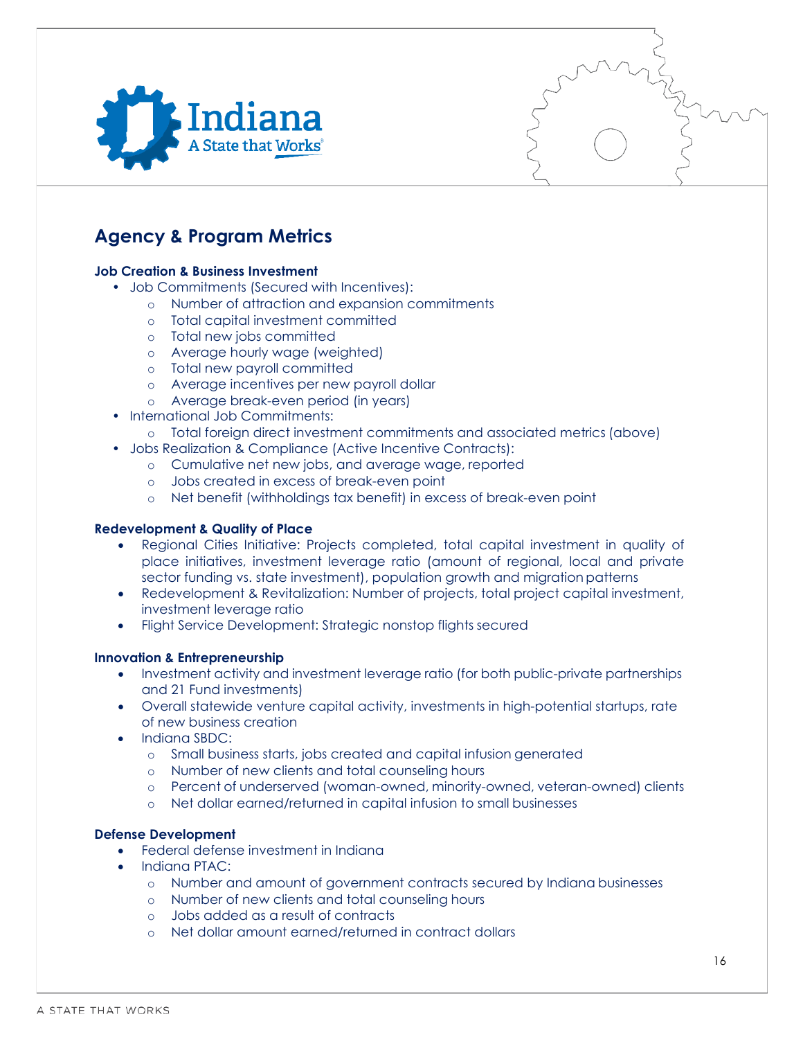## Agency & Program Metrics

**Job Creation & Business Investment**

- Job Commitments (Secured with Incentives):
  - Number of attraction and expansion commitments
  - Total capital investment committed
  - Total new jobs committed
  - Average hourly wage (weighted)
  - Total new payroll committed
  - Average incentives per new payroll dollar
  - Average break-even period (in years)
- International Job Commitments:
  - Total foreign direct investment commitments and associated metrics (above)
- Jobs Realization & Compliance (Active Incentive Contracts):
  - Cumulative net new jobs, and average wage, reported
  - Jobs created in excess of break-even point
  - Net benefit (withholdings tax benefit) in excess of break-even point

**Redevelopment & Quality of Place**

- Regional Cities Initiative: Projects completed, total capital investment in quality of place initiatives, investment leverage ratio (amount of regional, local and private sector funding vs. state investment), population growth and migration patterns
- Redevelopment & Revitalization: Number of projects, total project capital investment, investment leverage ratio
- Flight Service Development: Strategic nonstop flights secured

**Innovation & Entrepreneurship**

- Investment activity and investment leverage ratio (for both public-private partnerships and 21 Fund investments)
- Overall statewide venture capital activity, investments in high-potential startups, rate of new business creation
- Indiana SBDC:
  - Small business starts, jobs created and capital infusion generated
  - Number of new clients and total counseling hours
  - Percent of underserved (woman-owned, minority-owned, veteran-owned) clients
  - Net dollar earned/returned in capital infusion to small businesses

**Defense Development**

- Federal defense investment in Indiana
- Indiana PTAC:
  - Number and amount of government contracts secured by Indiana businesses
  - Number of new clients and total counseling hours
  - Jobs added as a result of contracts
  - Net dollar amount earned/returned in contract dollars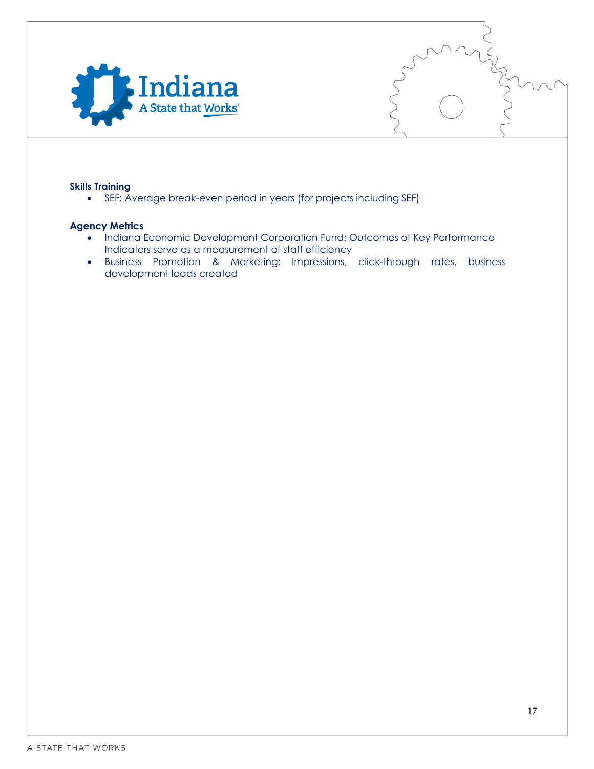**Skills Training**

- SEF: Average break-even period in years (for projects including SEF)

**Agency Metrics**

- Indiana Economic Development Corporation Fund: Outcomes of Key Performance Indicators serve as a measurement of staff efficiency
- Business Promotion & Marketing: Impressions, click-through rates, business development leads created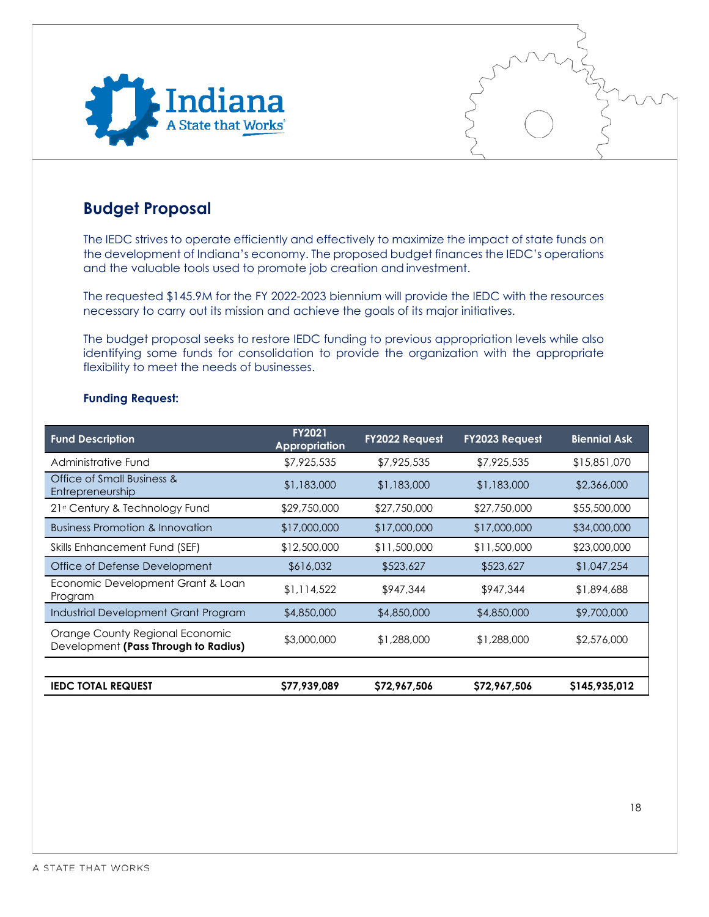## Budget Proposal

The IEDC strives to operate efficiently and effectively to maximize the impact of state funds on the development of Indiana's economy. The proposed budget finances the IEDC's operations and the valuable tools used to promote job creation and investment.

The requested $145.9M for the FY 2022-2023 biennium will provide the IEDC with the resources necessary to carry out its mission and achieve the goals of its major initiatives.

The budget proposal seeks to restore IEDC funding to previous appropriation levels while also identifying some funds for consolidation to provide the organization with the appropriate flexibility to meet the needs of businesses.

**Funding Request:**

| Fund Description | FY2021 Appropriation | FY2022 Request | FY2023 Request | Biennial Ask |
|---|---|---|---|---|
| Administrative Fund | $7,925,535 | $7,925,535 | $7,925,535 | $15,851,070 |
| Office of Small Business & Entrepreneurship | $1,183,000 | $1,183,000 | $1,183,000 | $2,366,000 |
| 21st Century & Technology Fund | $29,750,000 | $27,750,000 | $27,750,000 | $55,500,000 |
| Business Promotion & Innovation | $17,000,000 | $17,000,000 | $17,000,000 | $34,000,000 |
| Skills Enhancement Fund (SEF) | $12,500,000 | $11,500,000 | $11,500,000 | $23,000,000 |
| Office of Defense Development | $616,032 | $523,627 | $523,627 | $1,047,254 |
| Economic Development Grant & Loan Program | $1,114,522 | $947,344 | $947,344 | $1,894,688 |
| Industrial Development Grant Program | $4,850,000 | $4,850,000 | $4,850,000 | $9,700,000 |
| Orange County Regional Economic Development **(Pass Through to Radius)** | $3,000,000 | $1,288,000 | $1,288,000 | $2,576,000 |
| | | | | |
| **IEDC TOTAL REQUEST** | **$77,939,089** | **$72,967,506** | **$72,967,506** | **$145,935,012** |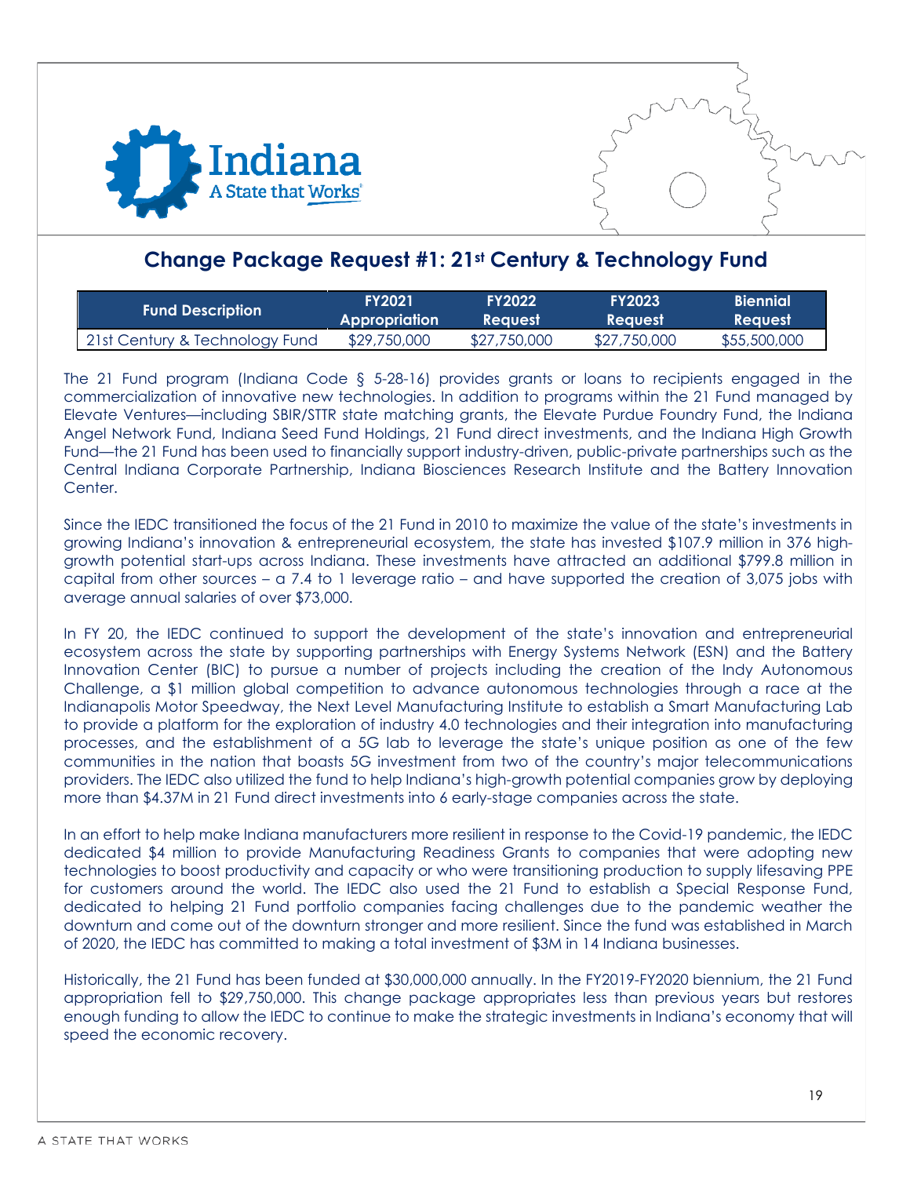## Change Package Request #1: 21st Century & Technology Fund

| Fund Description | FY2021 Appropriation | FY2022 Request | FY2023 Request | Biennial Request |
|---|---|---|---|---|
| 21st Century & Technology Fund | $29,750,000 | $27,750,000 | $27,750,000 | $55,500,000 |

The 21 Fund program (Indiana Code § 5-28-16) provides grants or loans to recipients engaged in the commercialization of innovative new technologies. In addition to programs within the 21 Fund managed by Elevate Ventures—including SBIR/STTR state matching grants, the Elevate Purdue Foundry Fund, the Indiana Angel Network Fund, Indiana Seed Fund Holdings, 21 Fund direct investments, and the Indiana High Growth Fund—the 21 Fund has been used to financially support industry-driven, public-private partnerships such as the Central Indiana Corporate Partnership, Indiana Biosciences Research Institute and the Battery Innovation Center.

Since the IEDC transitioned the focus of the 21 Fund in 2010 to maximize the value of the state's investments in growing Indiana's innovation & entrepreneurial ecosystem, the state has invested $107.9 million in 376 high-growth potential start-ups across Indiana. These investments have attracted an additional $799.8 million in capital from other sources – a 7.4 to 1 leverage ratio – and have supported the creation of 3,075 jobs with average annual salaries of over $73,000.

In FY 20, the IEDC continued to support the development of the state's innovation and entrepreneurial ecosystem across the state by supporting partnerships with Energy Systems Network (ESN) and the Battery Innovation Center (BIC) to pursue a number of projects including the creation of the Indy Autonomous Challenge, a $1 million global competition to advance autonomous technologies through a race at the Indianapolis Motor Speedway, the Next Level Manufacturing Institute to establish a Smart Manufacturing Lab to provide a platform for the exploration of industry 4.0 technologies and their integration into manufacturing processes, and the establishment of a 5G lab to leverage the state's unique position as one of the few communities in the nation that boasts 5G investment from two of the country's major telecommunications providers. The IEDC also utilized the fund to help Indiana's high-growth potential companies grow by deploying more than $4.37M in 21 Fund direct investments into 6 early-stage companies across the state.

In an effort to help make Indiana manufacturers more resilient in response to the Covid-19 pandemic, the IEDC dedicated $4 million to provide Manufacturing Readiness Grants to companies that were adopting new technologies to boost productivity and capacity or who were transitioning production to supply lifesaving PPE for customers around the world. The IEDC also used the 21 Fund to establish a Special Response Fund, dedicated to helping 21 Fund portfolio companies facing challenges due to the pandemic weather the downturn and come out of the downturn stronger and more resilient. Since the fund was established in March of 2020, the IEDC has committed to making a total investment of $3M in 14 Indiana businesses.

Historically, the 21 Fund has been funded at $30,000,000 annually. In the FY2019-FY2020 biennium, the 21 Fund appropriation fell to $29,750,000. This change package appropriates less than previous years but restores enough funding to allow the IEDC to continue to make the strategic investments in Indiana's economy that will speed the economic recovery.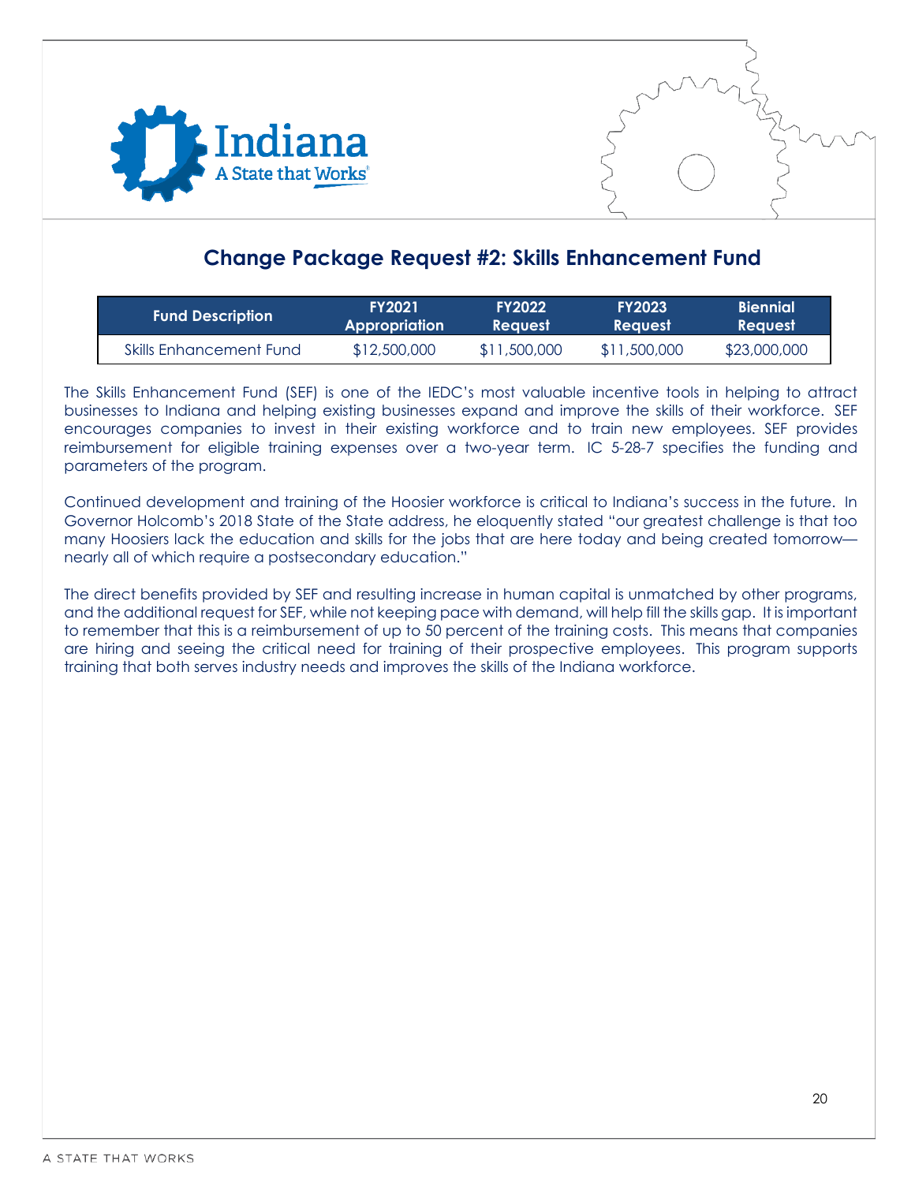## Change Package Request #2: Skills Enhancement Fund

| Fund Description | FY2021 Appropriation | FY2022 Request | FY2023 Request | Biennial Request |
|---|---|---|---|---|
| Skills Enhancement Fund | $12,500,000 | $11,500,000 | $11,500,000 | $23,000,000 |

The Skills Enhancement Fund (SEF) is one of the IEDC's most valuable incentive tools in helping to attract businesses to Indiana and helping existing businesses expand and improve the skills of their workforce. SEF encourages companies to invest in their existing workforce and to train new employees. SEF provides reimbursement for eligible training expenses over a two-year term. IC 5-28-7 specifies the funding and parameters of the program.

Continued development and training of the Hoosier workforce is critical to Indiana's success in the future. In Governor Holcomb's 2018 State of the State address, he eloquently stated "our greatest challenge is that too many Hoosiers lack the education and skills for the jobs that are here today and being created tomorrow—nearly all of which require a postsecondary education."

The direct benefits provided by SEF and resulting increase in human capital is unmatched by other programs, and the additional request for SEF, while not keeping pace with demand, will help fill the skills gap. It is important to remember that this is a reimbursement of up to 50 percent of the training costs. This means that companies are hiring and seeing the critical need for training of their prospective employees. This program supports training that both serves industry needs and improves the skills of the Indiana workforce.